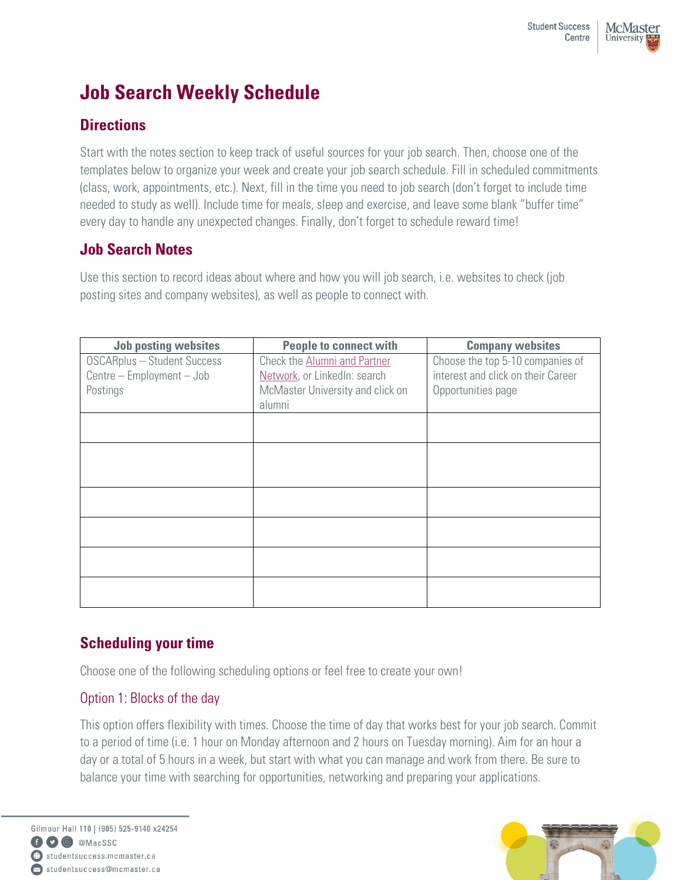# Job Search Weekly Schedule

## Directions

Start with the notes section to keep track of useful sources for your job search. Then, choose one of the templates below to organize your week and create your job search schedule. Fill in scheduled commitments (class, work, appointments, etc.). Next, fill in the time you need to job search (don't forget to include time needed to study as well). Include time for meals, sleep and exercise, and leave some blank "buffer time" every day to handle any unexpected changes. Finally, don't forget to schedule reward time!

## Job Search Notes

Use this section to record ideas about where and how you will job search, i.e. websites to check (job posting sites and company websites), as well as people to connect with.

| Job posting websites | People to connect with | Company websites |
|---|---|---|
| OSCARplus – Student Success Centre – Employment – Job Postings | Check the Alumni and Partner Network, or LinkedIn: search McMaster University and click on alumni | Choose the top 5-10 companies of interest and click on their Career Opportunities page |
| | | |
| | | |
| | | |
| | | |
| | | |
| | | |

## Scheduling your time

Choose one of the following scheduling options or feel free to create your own!

### Option 1: Blocks of the day

This option offers flexibility with times. Choose the time of day that works best for your job search. Commit to a period of time (i.e. 1 hour on Monday afternoon and 2 hours on Tuesday morning). Aim for an hour a day or a total of 5 hours in a week, but start with what you can manage and work from there. Be sure to balance your time with searching for opportunities, networking and preparing your applications.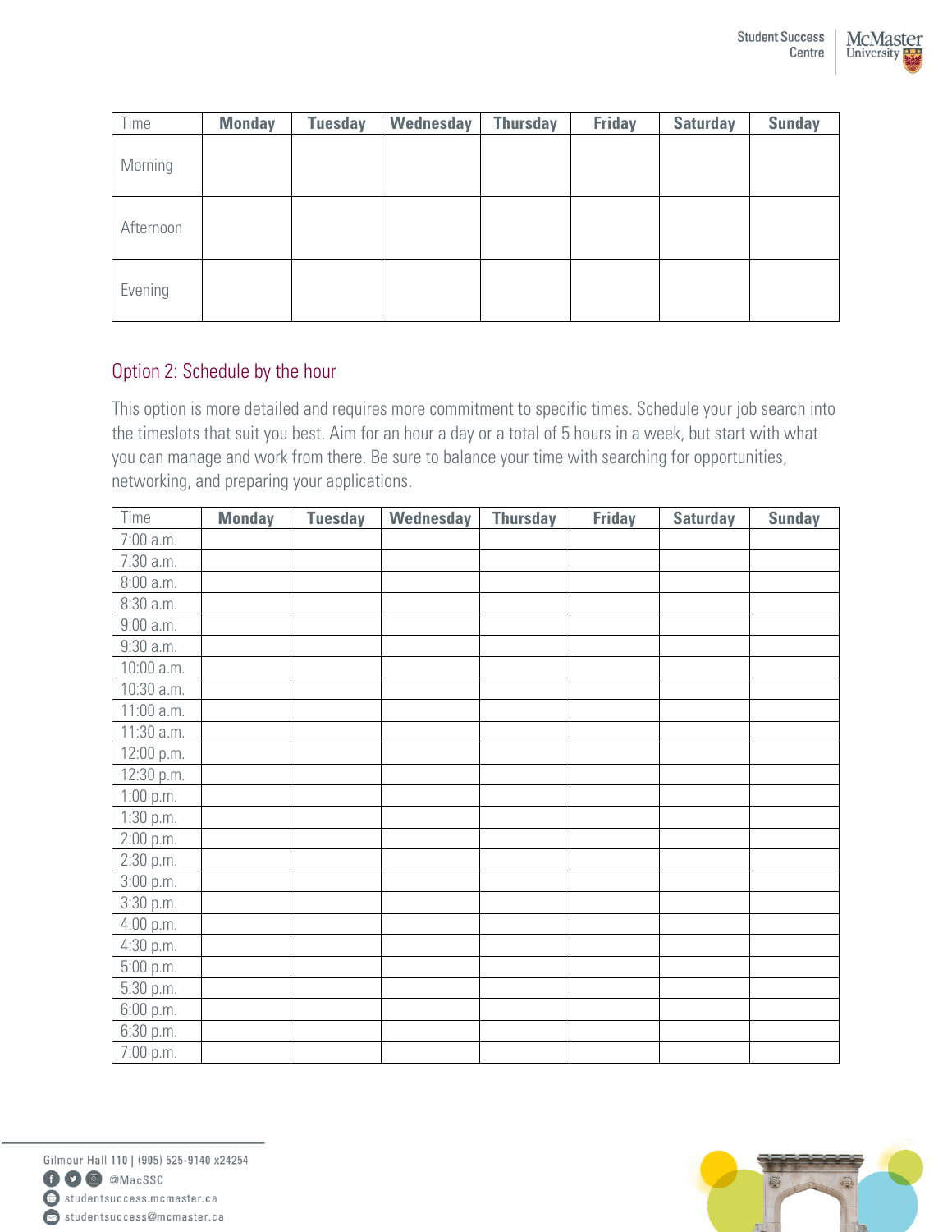| Time | Monday | Tuesday | Wednesday | Thursday | Friday | Saturday | Sunday |
|---|---|---|---|---|---|---|---|
| Morning | | | | | | | |
| Afternoon | | | | | | | |
| Evening | | | | | | | |

## Option 2: Schedule by the hour

This option is more detailed and requires more commitment to specific times. Schedule your job search into the timeslots that suit you best. Aim for an hour a day or a total of 5 hours in a week, but start with what you can manage and work from there. Be sure to balance your time with searching for opportunities, networking, and preparing your applications.

| Time | Monday | Tuesday | Wednesday | Thursday | Friday | Saturday | Sunday |
|---|---|---|---|---|---|---|---|
| 7:00 a.m. | | | | | | | |
| 7:30 a.m. | | | | | | | |
| 8:00 a.m. | | | | | | | |
| 8:30 a.m. | | | | | | | |
| 9:00 a.m. | | | | | | | |
| 9:30 a.m. | | | | | | | |
| 10:00 a.m. | | | | | | | |
| 10:30 a.m. | | | | | | | |
| 11:00 a.m. | | | | | | | |
| 11:30 a.m. | | | | | | | |
| 12:00 p.m. | | | | | | | |
| 12:30 p.m. | | | | | | | |
| 1:00 p.m. | | | | | | | |
| 1:30 p.m. | | | | | | | |
| 2:00 p.m. | | | | | | | |
| 2:30 p.m. | | | | | | | |
| 3:00 p.m. | | | | | | | |
| 3:30 p.m. | | | | | | | |
| 4:00 p.m. | | | | | | | |
| 4:30 p.m. | | | | | | | |
| 5:00 p.m. | | | | | | | |
| 5:30 p.m. | | | | | | | |
| 6:00 p.m. | | | | | | | |
| 6:30 p.m. | | | | | | | |
| 7:00 p.m. | | | | | | | |

Gilmour Hall 110 | (905) 525-9140 x24254
@MacSSC
studentsuccess.mcmaster.ca
studentsuccess@mcmaster.ca